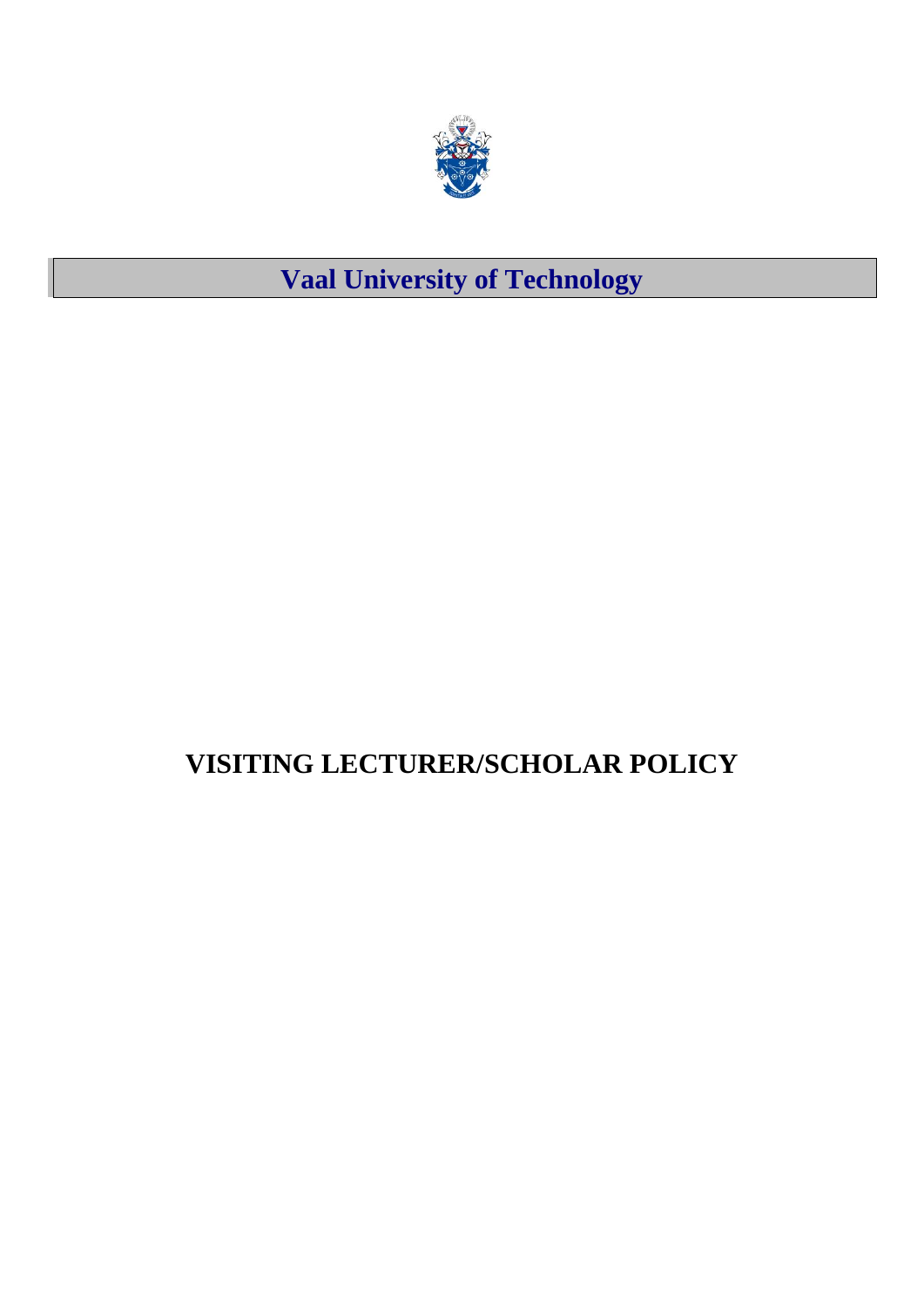# Vaal University of Technology

# VISITING LECTURER/SCHOLAR POLICY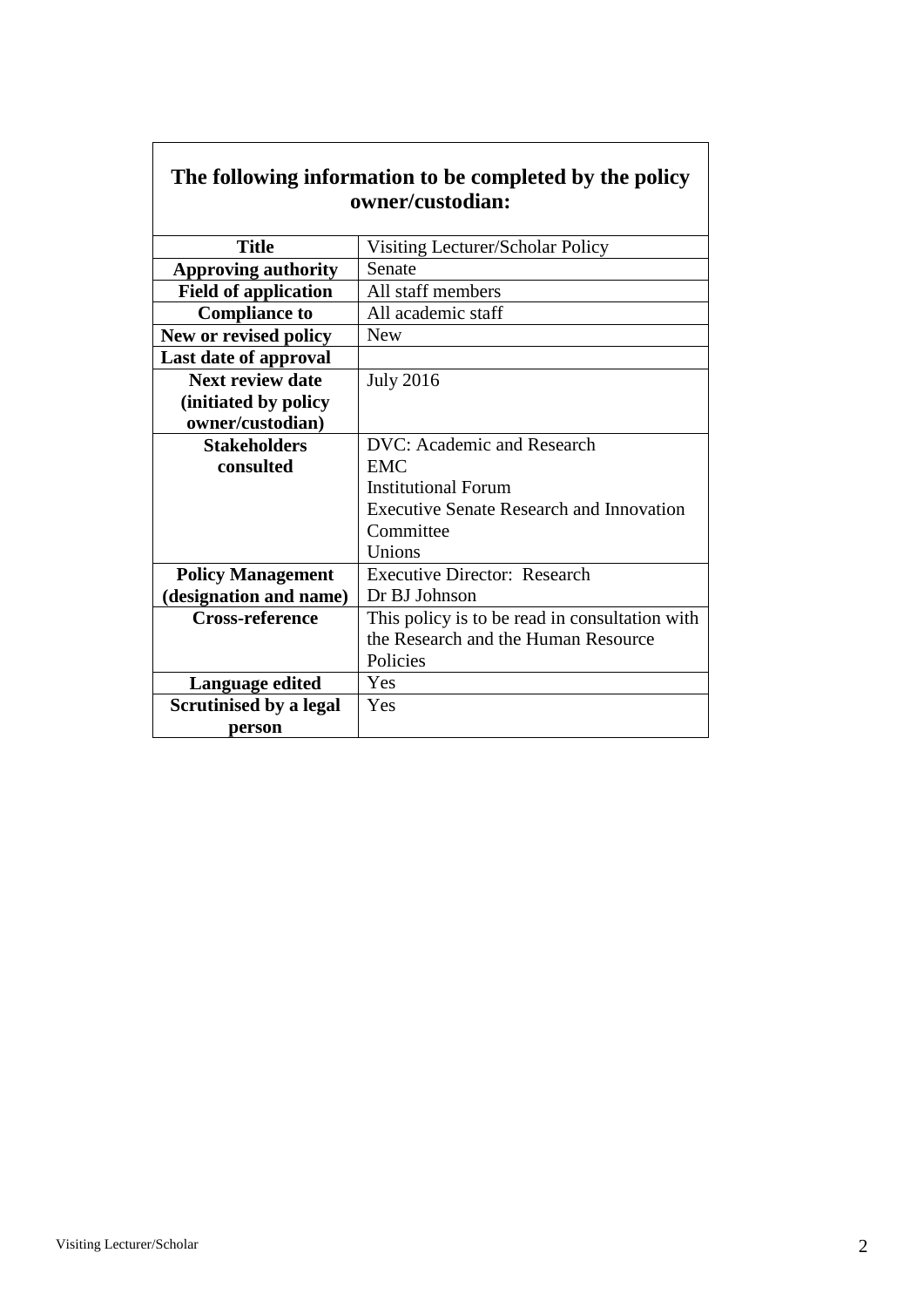| The following information to be completed by the policy owner/custodian: | |
|---|---|
| **Title** | Visiting Lecturer/Scholar Policy |
| **Approving authority** | Senate |
| **Field of application** | All staff members |
| **Compliance to** | All academic staff |
| **New or revised policy** | New |
| **Last date of approval** | |
| **Next review date (initiated by policy owner/custodian)** | July 2016 |
| **Stakeholders consulted** | DVC: Academic and Research<br>EMC<br>Institutional Forum<br>Executive Senate Research and Innovation Committee<br>Unions |
| **Policy Management (designation and name)** | Executive Director: Research<br>Dr BJ Johnson |
| **Cross-reference** | This policy is to be read in consultation with the Research and the Human Resource Policies |
| **Language edited** | Yes |
| **Scrutinised by a legal person** | Yes |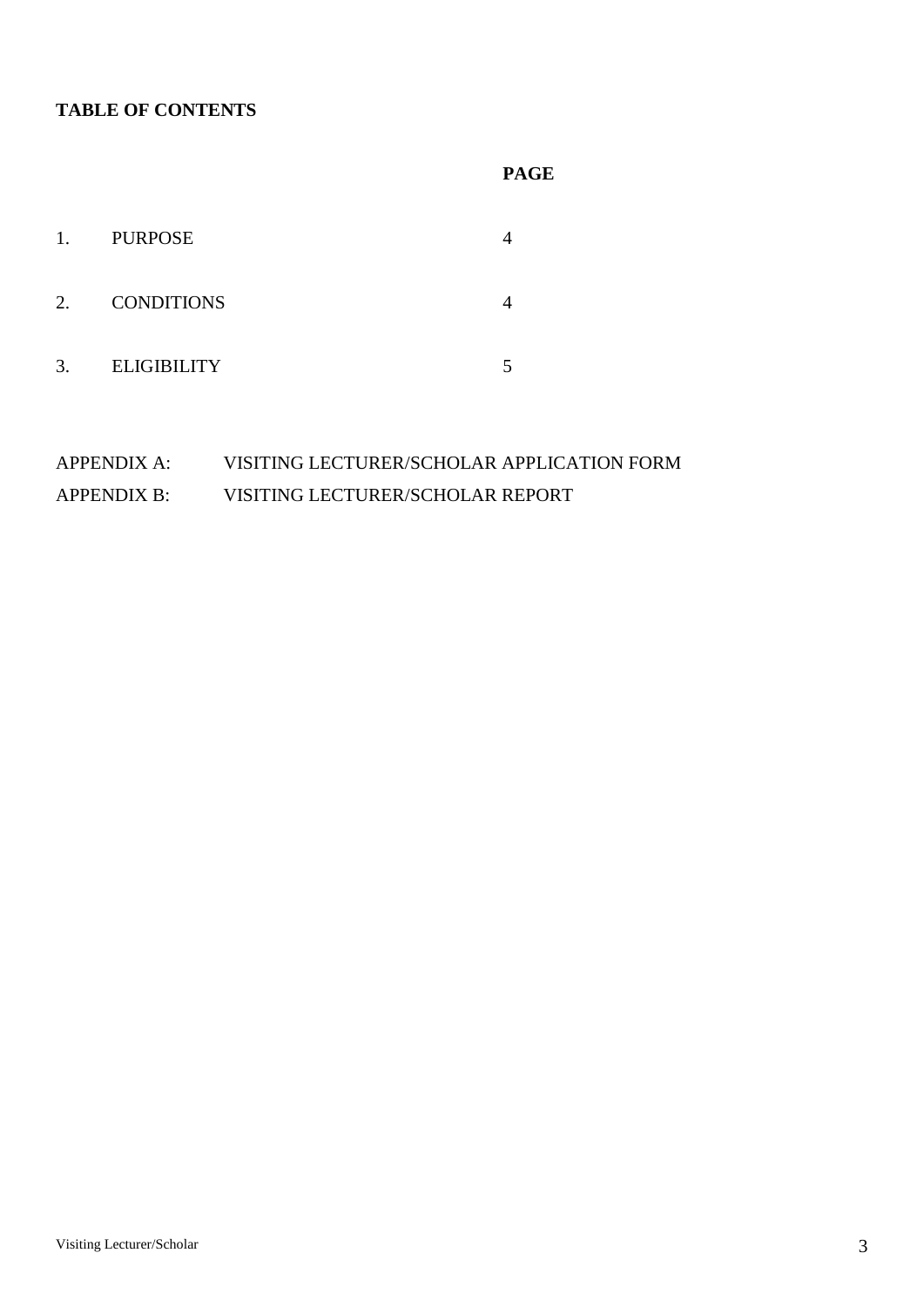**TABLE OF CONTENTS**

| | | PAGE |
|---|---|---|
| 1. | PURPOSE | 4 |
| 2. | CONDITIONS | 4 |
| 3. | ELIGIBILITY | 5 |

APPENDIX A: VISITING LECTURER/SCHOLAR APPLICATION FORM

APPENDIX B: VISITING LECTURER/SCHOLAR REPORT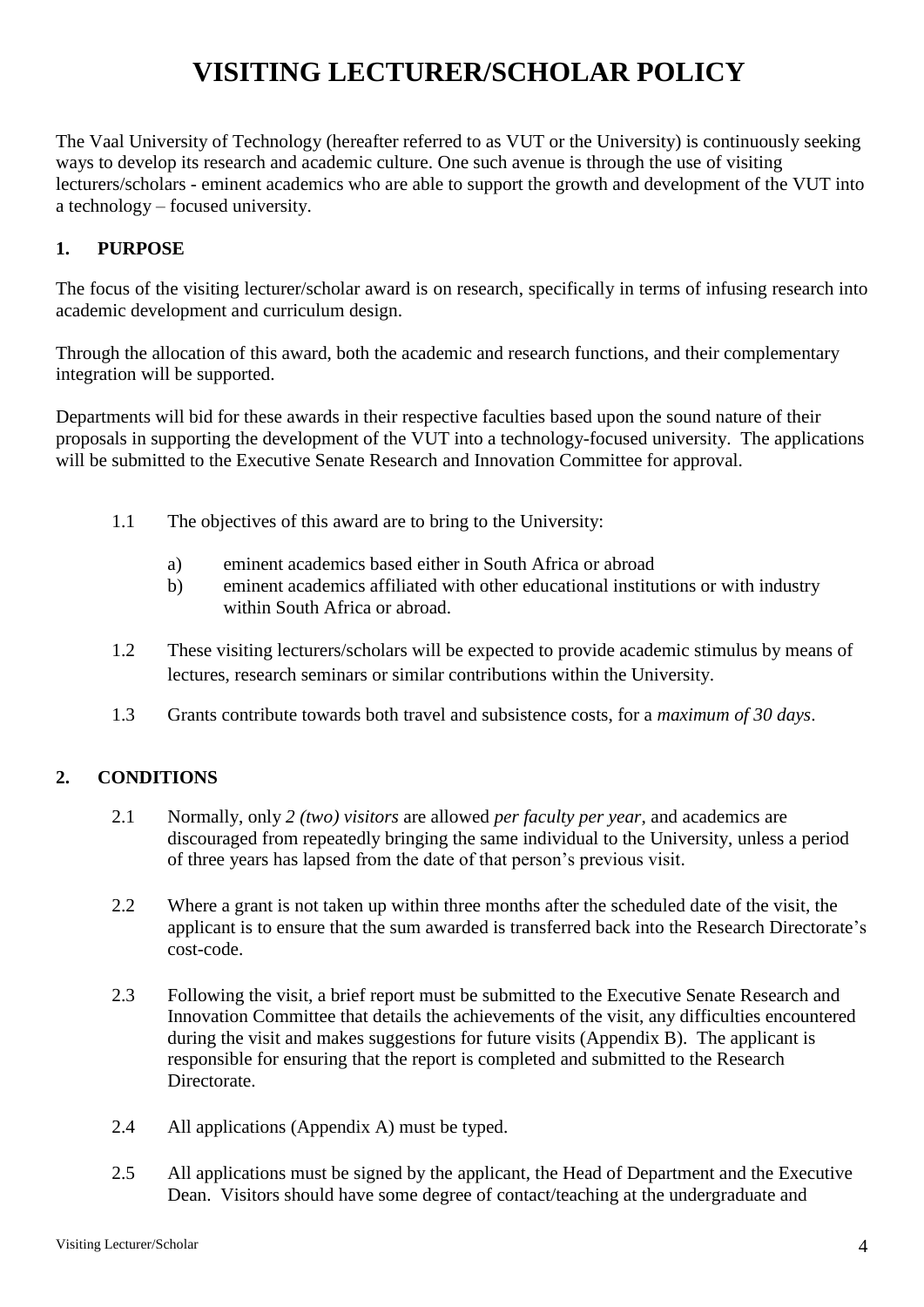# VISITING LECTURER/SCHOLAR POLICY

The Vaal University of Technology (hereafter referred to as VUT or the University) is continuously seeking ways to develop its research and academic culture. One such avenue is through the use of visiting lecturers/scholars - eminent academics who are able to support the growth and development of the VUT into a technology – focused university.

## 1. PURPOSE

The focus of the visiting lecturer/scholar award is on research, specifically in terms of infusing research into academic development and curriculum design.

Through the allocation of this award, both the academic and research functions, and their complementary integration will be supported.

Departments will bid for these awards in their respective faculties based upon the sound nature of their proposals in supporting the development of the VUT into a technology-focused university. The applications will be submitted to the Executive Senate Research and Innovation Committee for approval.

1.1 The objectives of this award are to bring to the University:

   a) eminent academics based either in South Africa or abroad
   
   b) eminent academics affiliated with other educational institutions or with industry within South Africa or abroad.

1.2 These visiting lecturers/scholars will be expected to provide academic stimulus by means of lectures, research seminars or similar contributions within the University.

1.3 Grants contribute towards both travel and subsistence costs, for a *maximum of 30 days*.

## 2. CONDITIONS

2.1 Normally, only *2 (two) visitors* are allowed *per faculty per year*, and academics are discouraged from repeatedly bringing the same individual to the University, unless a period of three years has lapsed from the date of that person's previous visit.

2.2 Where a grant is not taken up within three months after the scheduled date of the visit, the applicant is to ensure that the sum awarded is transferred back into the Research Directorate's cost-code.

2.3 Following the visit, a brief report must be submitted to the Executive Senate Research and Innovation Committee that details the achievements of the visit, any difficulties encountered during the visit and makes suggestions for future visits (Appendix B). The applicant is responsible for ensuring that the report is completed and submitted to the Research Directorate.

2.4 All applications (Appendix A) must be typed.

2.5 All applications must be signed by the applicant, the Head of Department and the Executive Dean. Visitors should have some degree of contact/teaching at the undergraduate and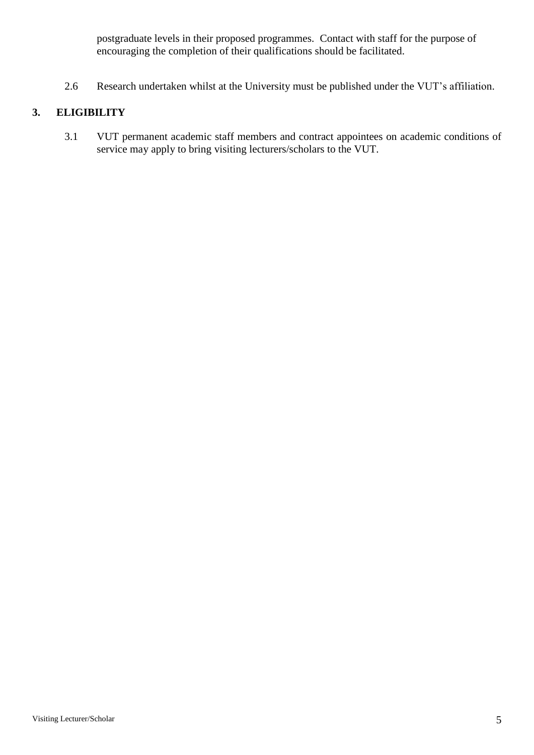postgraduate levels in their proposed programmes. Contact with staff for the purpose of encouraging the completion of their qualifications should be facilitated.

2.6 Research undertaken whilst at the University must be published under the VUT's affiliation.

## 3. ELIGIBILITY

3.1 VUT permanent academic staff members and contract appointees on academic conditions of service may apply to bring visiting lecturers/scholars to the VUT.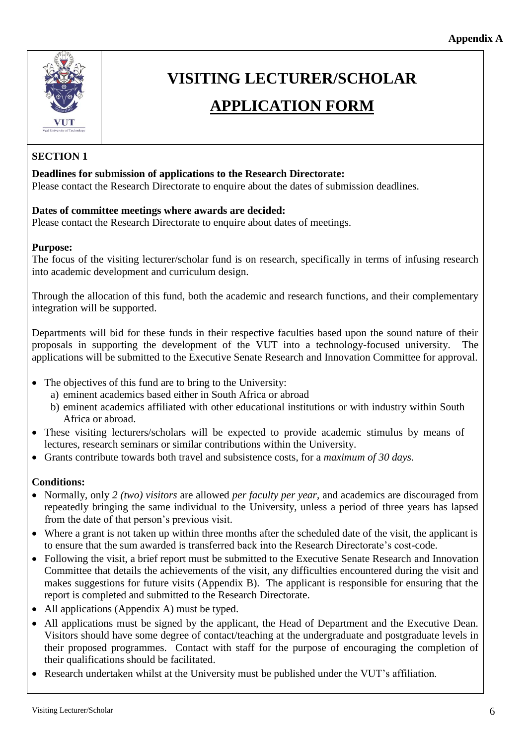**Appendix A**

# VISITING LECTURER/SCHOLAR

# APPLICATION FORM

## SECTION 1

**Deadlines for submission of applications to the Research Directorate:**
Please contact the Research Directorate to enquire about the dates of submission deadlines.

**Dates of committee meetings where awards are decided:**
Please contact the Research Directorate to enquire about dates of meetings.

**Purpose:**
The focus of the visiting lecturer/scholar fund is on research, specifically in terms of infusing research into academic development and curriculum design.

Through the allocation of this fund, both the academic and research functions, and their complementary integration will be supported.

Departments will bid for these funds in their respective faculties based upon the sound nature of their proposals in supporting the development of the VUT into a technology-focused university. The applications will be submitted to the Executive Senate Research and Innovation Committee for approval.

- The objectives of this fund are to bring to the University:
  a) eminent academics based either in South Africa or abroad
  b) eminent academics affiliated with other educational institutions or with industry within South Africa or abroad.
- These visiting lecturers/scholars will be expected to provide academic stimulus by means of lectures, research seminars or similar contributions within the University.
- Grants contribute towards both travel and subsistence costs, for a *maximum of 30 days*.

**Conditions:**

- Normally, only *2 (two) visitors* are allowed *per faculty per year*, and academics are discouraged from repeatedly bringing the same individual to the University, unless a period of three years has lapsed from the date of that person's previous visit.
- Where a grant is not taken up within three months after the scheduled date of the visit, the applicant is to ensure that the sum awarded is transferred back into the Research Directorate's cost-code.
- Following the visit, a brief report must be submitted to the Executive Senate Research and Innovation Committee that details the achievements of the visit, any difficulties encountered during the visit and makes suggestions for future visits (Appendix B). The applicant is responsible for ensuring that the report is completed and submitted to the Research Directorate.
- All applications (Appendix A) must be typed.
- All applications must be signed by the applicant, the Head of Department and the Executive Dean. Visitors should have some degree of contact/teaching at the undergraduate and postgraduate levels in their proposed programmes. Contact with staff for the purpose of encouraging the completion of their qualifications should be facilitated.
- Research undertaken whilst at the University must be published under the VUT's affiliation.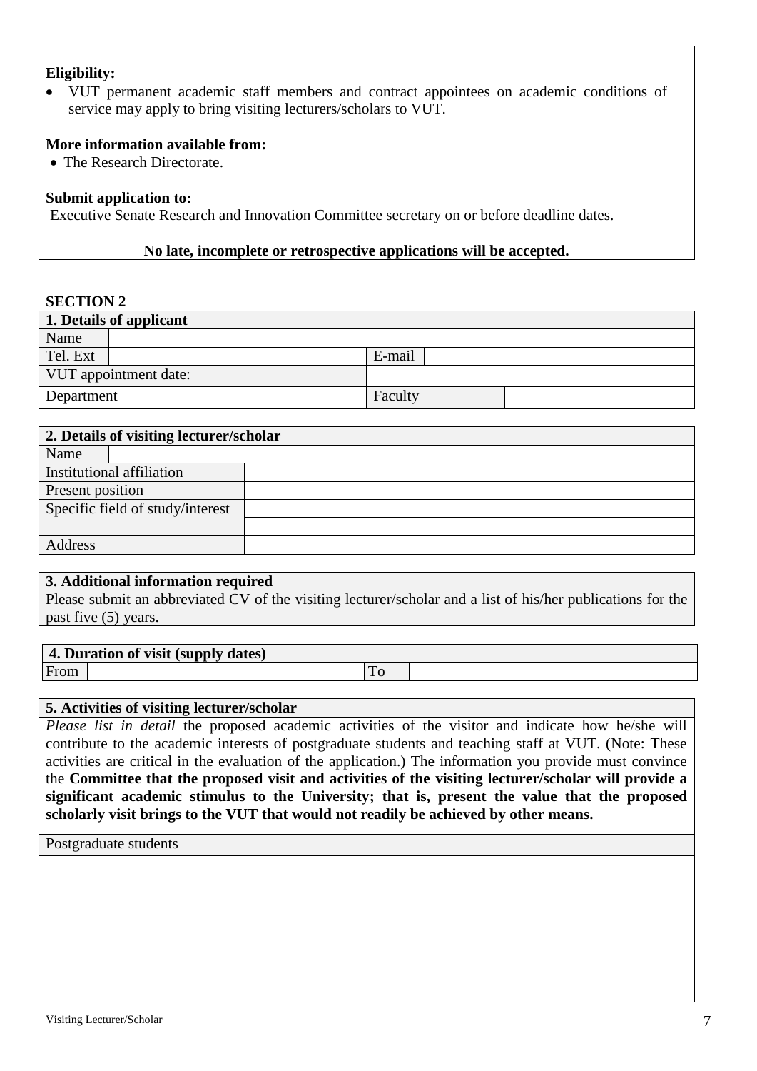**Eligibility:**

- VUT permanent academic staff members and contract appointees on academic conditions of service may apply to bring visiting lecturers/scholars to VUT.

**More information available from:**

- The Research Directorate.

**Submit application to:**

Executive Senate Research and Innovation Committee secretary on or before deadline dates.

**No late, incomplete or retrospective applications will be accepted.**

**SECTION 2**

| **1. Details of applicant** | | | |
|---|---|---|---|
| Name | | | |
| Tel. Ext | | E-mail | |
| VUT appointment date: | | | |
| Department | | Faculty | |

| **2. Details of visiting lecturer/scholar** | |
|---|---|
| Name | |
| Institutional affiliation | |
| Present position | |
| Specific field of study/interest | |
| | |
| Address | |

| **3. Additional information required** |
|---|
| Please submit an abbreviated CV of the visiting lecturer/scholar and a list of his/her publications for the past five (5) years. |

| **4. Duration of visit (supply dates)** | | | |
|---|---|---|---|
| From | | To | |

| **5. Activities of visiting lecturer/scholar** |
|---|
| *Please list in detail* the proposed academic activities of the visitor and indicate how he/she will contribute to the academic interests of postgraduate students and teaching staff at VUT. (Note: These activities are critical in the evaluation of the application.) The information you provide must convince the **Committee that the proposed visit and activities of the visiting lecturer/scholar will provide a significant academic stimulus to the University; that is, present the value that the proposed scholarly visit brings to the VUT that would not readily be achieved by other means.** |
| Postgraduate students |
| |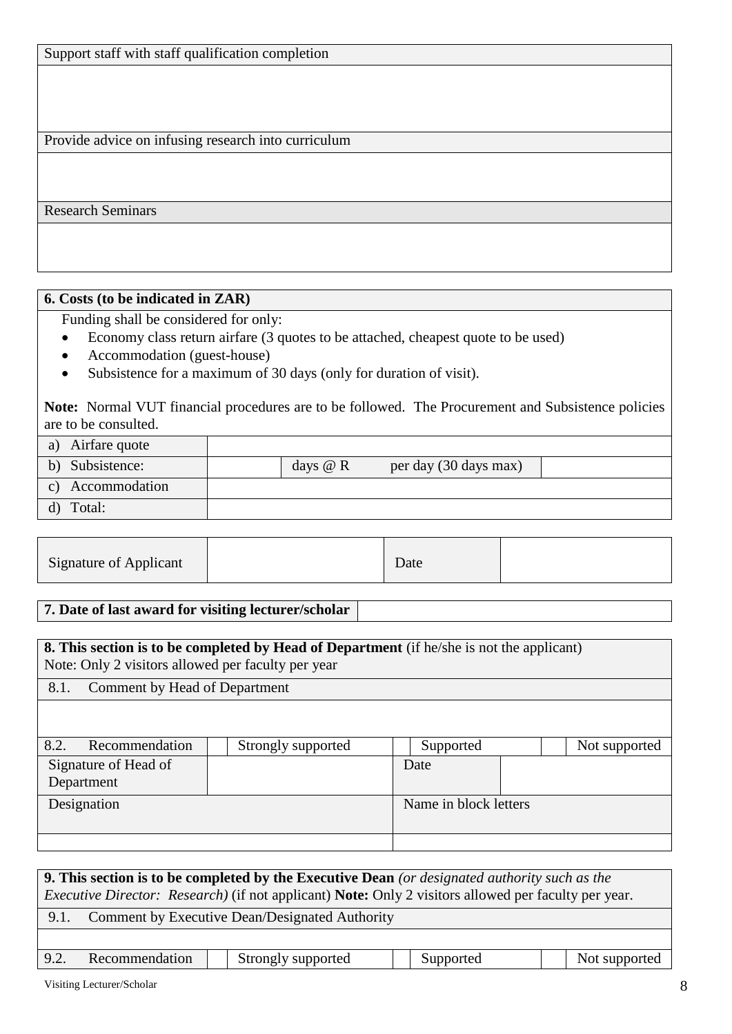| Support staff with staff qualification completion |
| --- |
| |
| Provide advice on infusing research into curriculum |
| |
| Research Seminars |
| |

**6. Costs (to be indicated in ZAR)**

Funding shall be considered for only:

- Economy class return airfare (3 quotes to be attached, cheapest quote to be used)
- Accommodation (guest-house)
- Subsistence for a maximum of 30 days (only for duration of visit).

**Note:** Normal VUT financial procedures are to be followed. The Procurement and Subsistence policies are to be consulted.

| | | | | |
| --- | --- | --- | --- | --- |
| a) Airfare quote | | | | |
| b) Subsistence: | | days @ R | per day (30 days max) | |
| c) Accommodation | | | | |
| d) Total: | | | | |

| | | | |
| --- | --- | --- | --- |
| Signature of Applicant | | Date | |

| | |
| --- | --- |
| **7. Date of last award for visiting lecturer/scholar** | |

**8. This section is to be completed by Head of Department** (if he/she is not the applicant)
Note: Only 2 visitors allowed per faculty per year

| | | | | | | | |
| --- | --- | --- | --- | --- | --- | --- | --- |
| 8.1. Comment by Head of Department | | | | | | | |
| | | | | | | | |
| 8.2. Recommendation | | Strongly supported | | Supported | | Not supported | |
| Signature of Head of Department | | | Date | | | | |
| Designation | | | Name in block letters | | | | |
| | | | | | | | |

**9. This section is to be completed by the Executive Dean** *(or designated authority such as the Executive Director: Research)* (if not applicant) **Note:** Only 2 visitors allowed per faculty per year.

| | | | | | | |
| --- | --- | --- | --- | --- | --- | --- |
| 9.1. Comment by Executive Dean/Designated Authority | | | | | | |
| | | | | | | |
| 9.2. Recommendation | | Strongly supported | | Supported | | Not supported |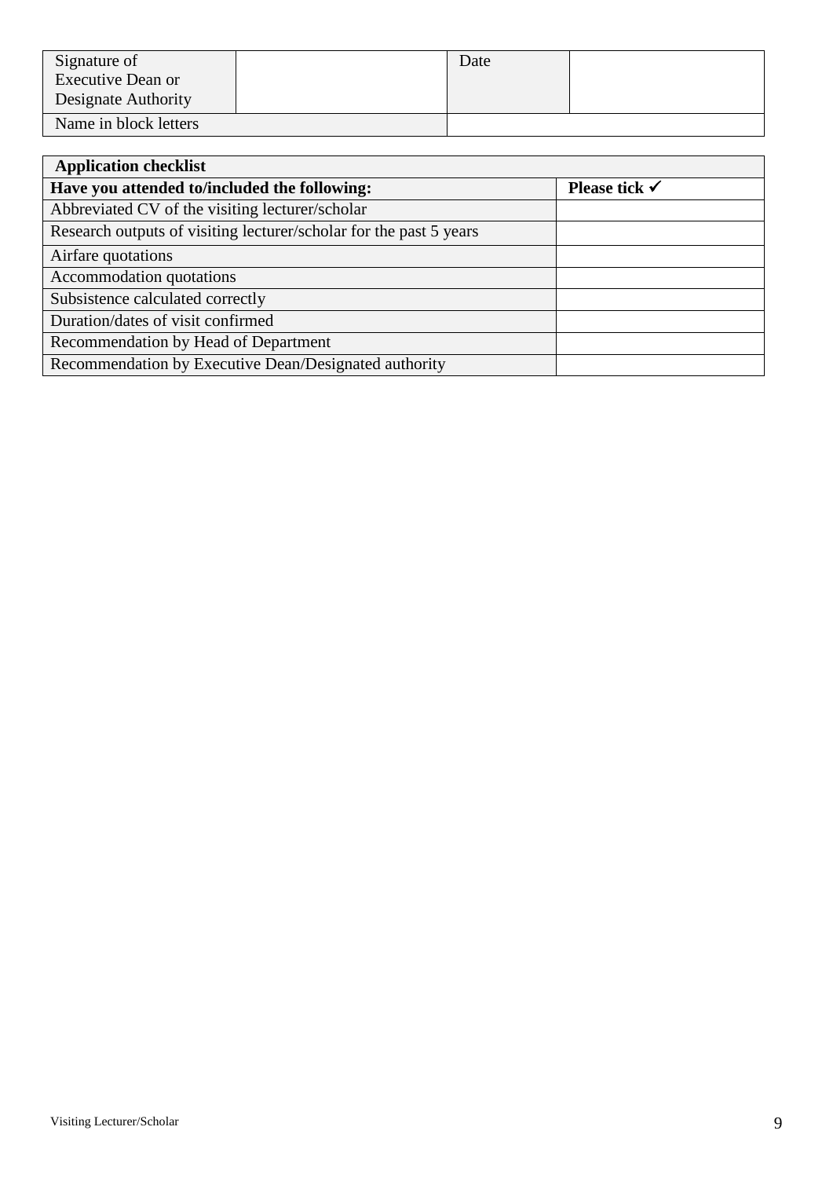| Signature of<br>Executive Dean or<br>Designate Authority | | Date | |
|---|---|---|---|
| Name in block letters | | | |

| **Application checklist** | |
|---|---|
| **Have you attended to/included the following:** | **Please tick ✓** |
| Abbreviated CV of the visiting lecturer/scholar | |
| Research outputs of visiting lecturer/scholar for the past 5 years | |
| Airfare quotations | |
| Accommodation quotations | |
| Subsistence calculated correctly | |
| Duration/dates of visit confirmed | |
| Recommendation by Head of Department | |
| Recommendation by Executive Dean/Designated authority | |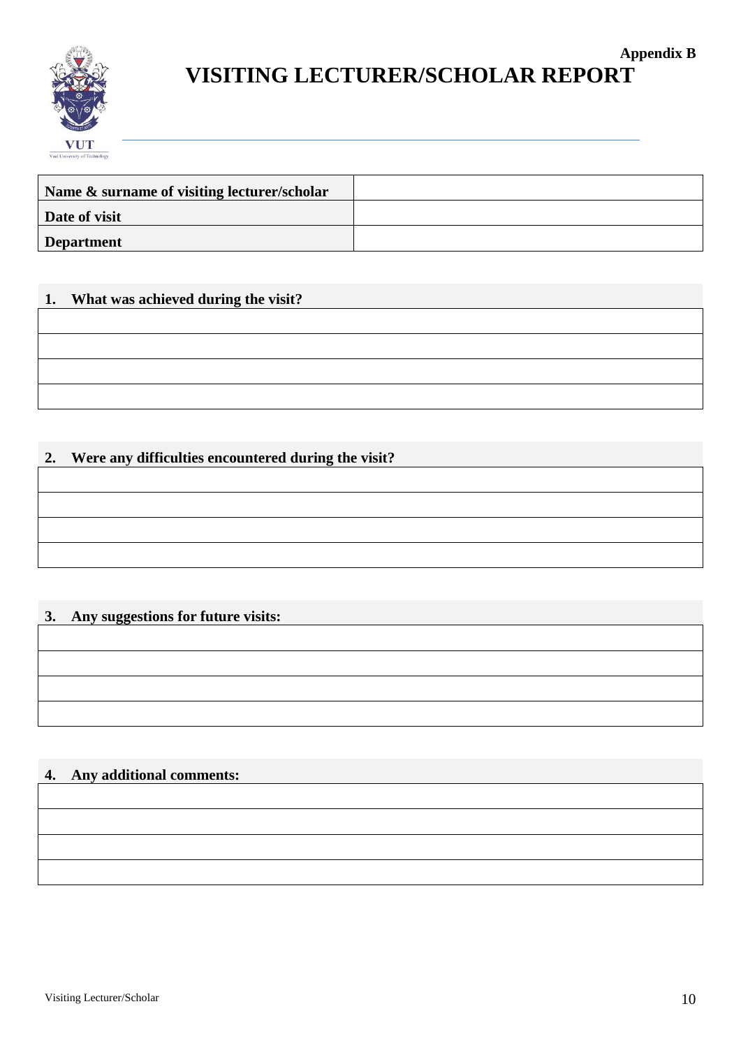**Appendix B**

# VISITING LECTURER/SCHOLAR REPORT

| Name & surname of visiting lecturer/scholar | |
|---|---|
| Date of visit | |
| Department | |

**1. What was achieved during the visit?**

| |
|---|
| |
| |
| |
| |

**2. Were any difficulties encountered during the visit?**

| |
|---|
| |
| |
| |
| |

**3. Any suggestions for future visits:**

| |
|---|
| |
| |
| |
| |

**4. Any additional comments:**

| |
|---|
| |
| |
| |
| |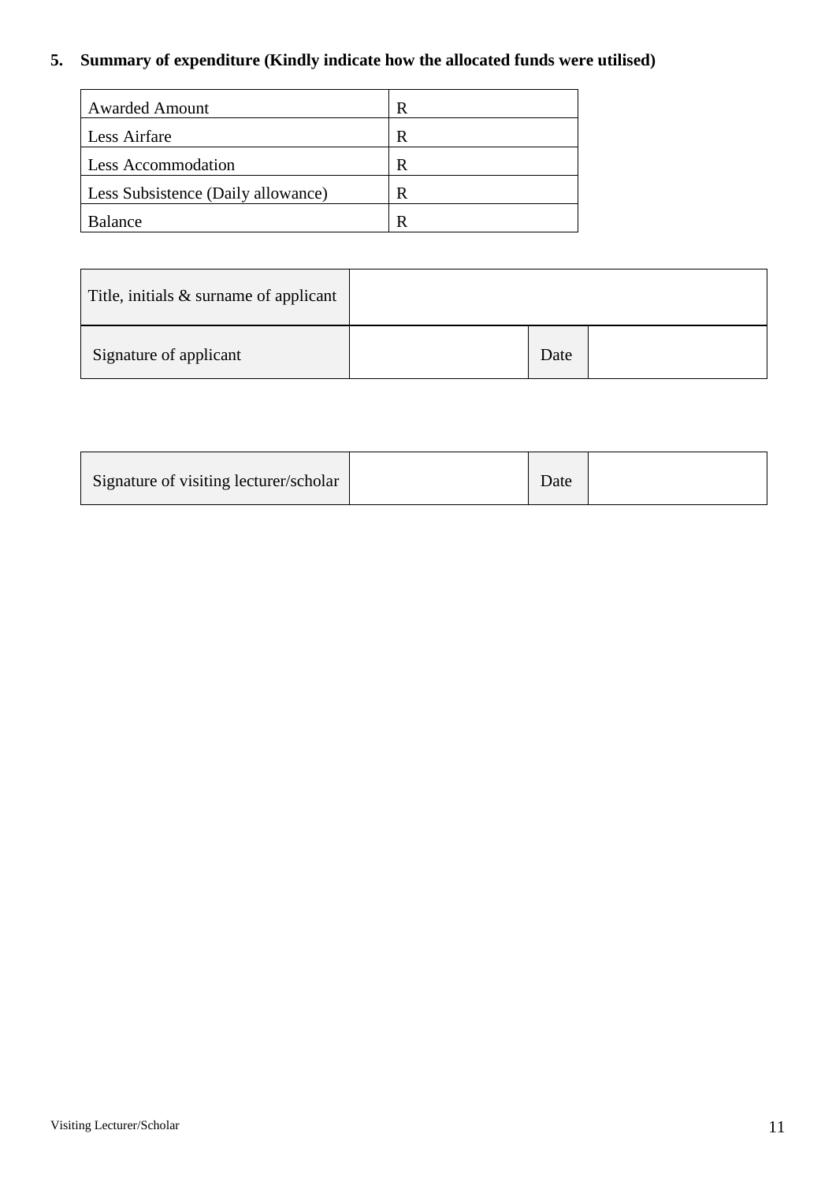**5. Summary of expenditure (Kindly indicate how the allocated funds were utilised)**

| | |
|---|---|
| Awarded Amount | R |
| Less Airfare | R |
| Less Accommodation | R |
| Less Subsistence (Daily allowance) | R |
| Balance | R |

| | | | |
|---|---|---|---|
| Title, initials & surname of applicant | | | |
| Signature of applicant | | Date | |

| | | | |
|---|---|---|---|
| Signature of visiting lecturer/scholar | | Date | |